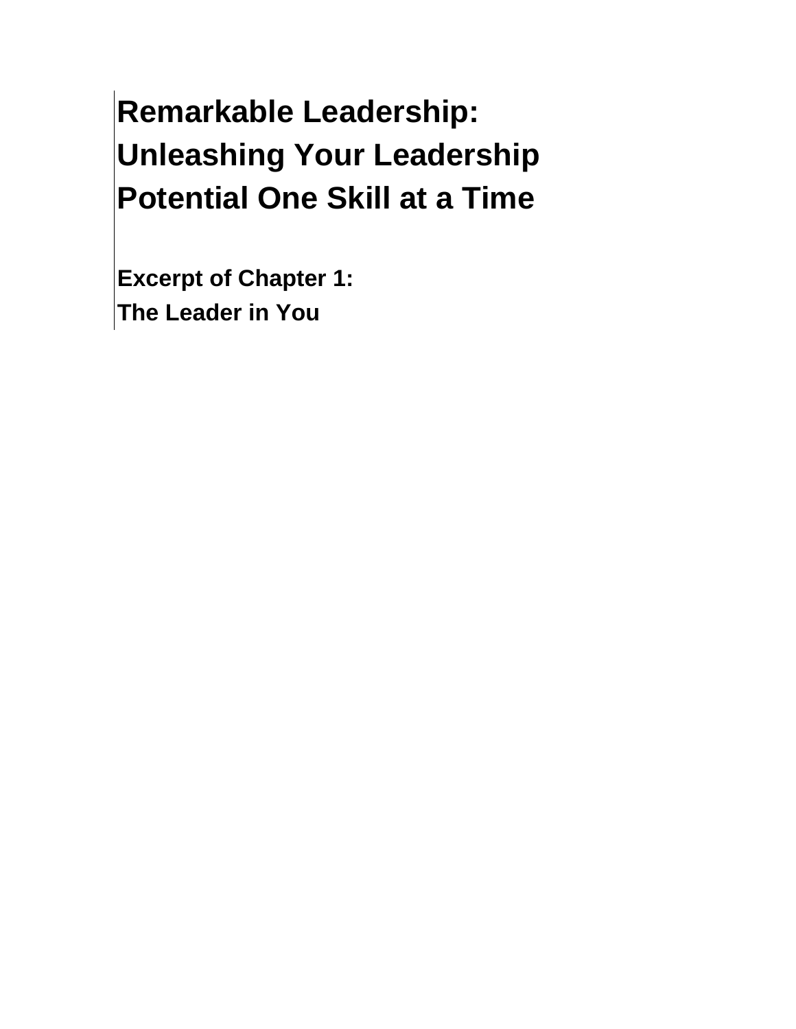# Remarkable Leadership: Unleashing Your Leadership Potential One Skill at a Time

## Excerpt of Chapter 1: The Leader in You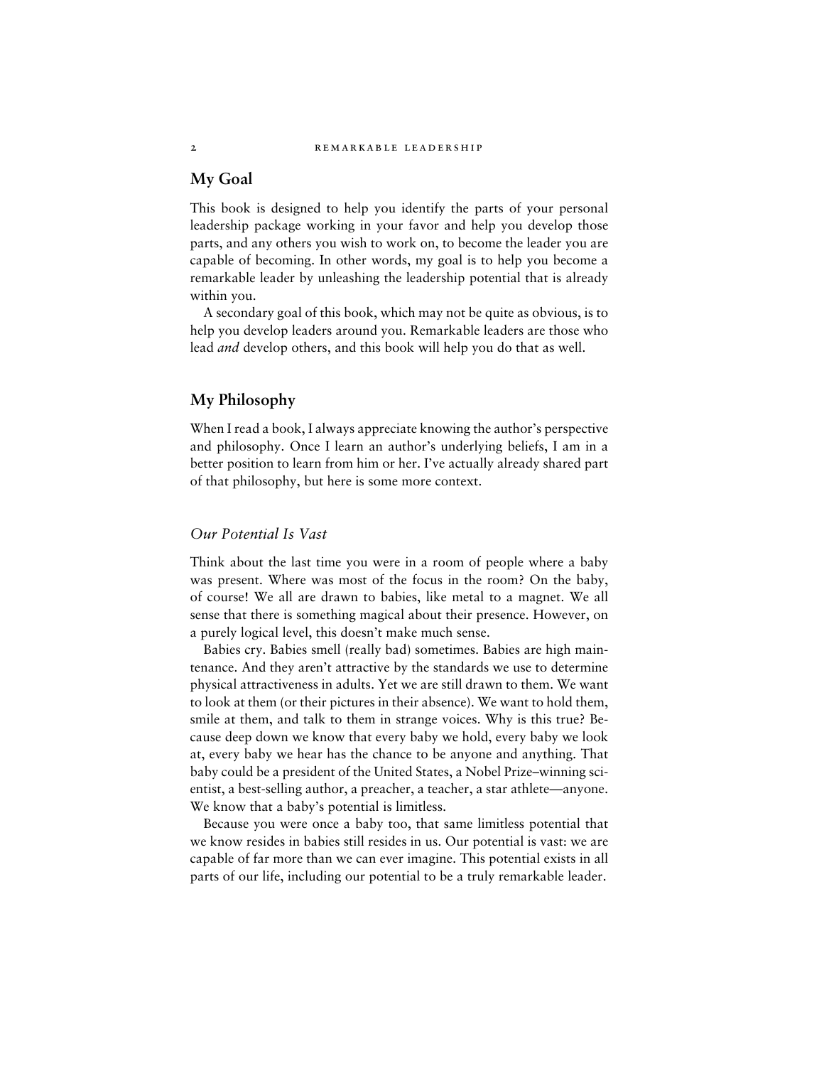## My Goal

This book is designed to help you identify the parts of your personal leadership package working in your favor and help you develop those parts, and any others you wish to work on, to become the leader you are capable of becoming. In other words, my goal is to help you become a remarkable leader by unleashing the leadership potential that is already within you.

A secondary goal of this book, which may not be quite as obvious, is to help you develop leaders around you. Remarkable leaders are those who lead *and* develop others, and this book will help you do that as well.

## My Philosophy

When I read a book, I always appreciate knowing the author's perspective and philosophy. Once I learn an author's underlying beliefs, I am in a better position to learn from him or her. I've actually already shared part of that philosophy, but here is some more context.

### *Our Potential Is Vast*

Think about the last time you were in a room of people where a baby was present. Where was most of the focus in the room? On the baby, of course! We all are drawn to babies, like metal to a magnet. We all sense that there is something magical about their presence. However, on a purely logical level, this doesn't make much sense.

Babies cry. Babies smell (really bad) sometimes. Babies are high maintenance. And they aren't attractive by the standards we use to determine physical attractiveness in adults. Yet we are still drawn to them. We want to look at them (or their pictures in their absence). We want to hold them, smile at them, and talk to them in strange voices. Why is this true? Because deep down we know that every baby we hold, every baby we look at, every baby we hear has the chance to be anyone and anything. That baby could be a president of the United States, a Nobel Prize–winning scientist, a best-selling author, a preacher, a teacher, a star athlete—anyone. We know that a baby's potential is limitless.

Because you were once a baby too, that same limitless potential that we know resides in babies still resides in us. Our potential is vast: we are capable of far more than we can ever imagine. This potential exists in all parts of our life, including our potential to be a truly remarkable leader.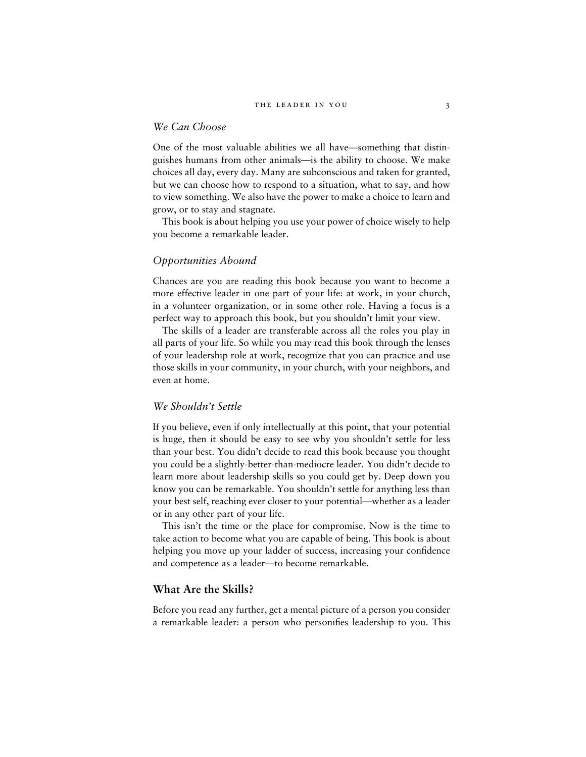### *We Can Choose*

One of the most valuable abilities we all have—something that distinguishes humans from other animals—is the ability to choose. We make choices all day, every day. Many are subconscious and taken for granted, but we can choose how to respond to a situation, what to say, and how to view something. We also have the power to make a choice to learn and grow, or to stay and stagnate.

This book is about helping you use your power of choice wisely to help you become a remarkable leader.

### *Opportunities Abound*

Chances are you are reading this book because you want to become a more effective leader in one part of your life: at work, in your church, in a volunteer organization, or in some other role. Having a focus is a perfect way to approach this book, but you shouldn't limit your view.

The skills of a leader are transferable across all the roles you play in all parts of your life. So while you may read this book through the lenses of your leadership role at work, recognize that you can practice and use those skills in your community, in your church, with your neighbors, and even at home.

### *We Shouldn't Settle*

If you believe, even if only intellectually at this point, that your potential is huge, then it should be easy to see why you shouldn't settle for less than your best. You didn't decide to read this book because you thought you could be a slightly-better-than-mediocre leader. You didn't decide to learn more about leadership skills so you could get by. Deep down you know you can be remarkable. You shouldn't settle for anything less than your best self, reaching ever closer to your potential—whether as a leader or in any other part of your life.

This isn't the time or the place for compromise. Now is the time to take action to become what you are capable of being. This book is about helping you move up your ladder of success, increasing your confidence and competence as a leader—to become remarkable.

## What Are the Skills?

Before you read any further, get a mental picture of a person you consider a remarkable leader: a person who personifies leadership to you. This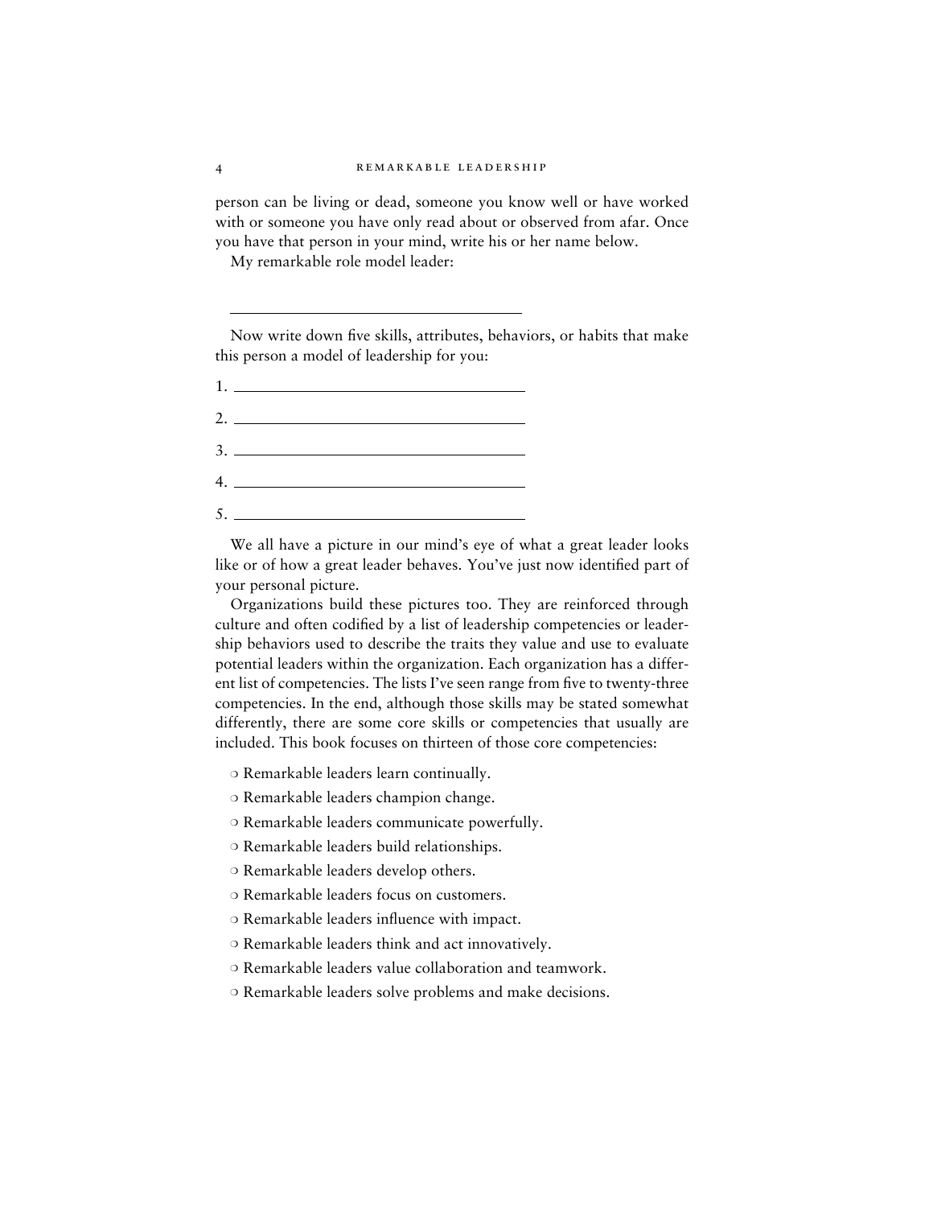person can be living or dead, someone you know well or have worked with or someone you have only read about or observed from afar. Once you have that person in your mind, write his or her name below.

My remarkable role model leader:

\_\_\_\_\_\_\_\_\_\_\_\_\_\_\_\_\_\_\_\_\_\_\_\_\_\_\_\_\_\_\_\_\_\_\_\_

Now write down five skills, attributes, behaviors, or habits that make this person a model of leadership for you:

1. \_\_\_\_\_\_\_\_\_\_\_\_\_\_\_\_\_\_\_\_\_\_\_\_\_\_\_\_\_\_\_\_\_\_\_\_
2. \_\_\_\_\_\_\_\_\_\_\_\_\_\_\_\_\_\_\_\_\_\_\_\_\_\_\_\_\_\_\_\_\_\_\_\_
3. \_\_\_\_\_\_\_\_\_\_\_\_\_\_\_\_\_\_\_\_\_\_\_\_\_\_\_\_\_\_\_\_\_\_\_\_
4. \_\_\_\_\_\_\_\_\_\_\_\_\_\_\_\_\_\_\_\_\_\_\_\_\_\_\_\_\_\_\_\_\_\_\_\_
5. \_\_\_\_\_\_\_\_\_\_\_\_\_\_\_\_\_\_\_\_\_\_\_\_\_\_\_\_\_\_\_\_\_\_\_\_

We all have a picture in our mind's eye of what a great leader looks like or of how a great leader behaves. You've just now identified part of your personal picture.

Organizations build these pictures too. They are reinforced through culture and often codified by a list of leadership competencies or leadership behaviors used to describe the traits they value and use to evaluate potential leaders within the organization. Each organization has a different list of competencies. The lists I've seen range from five to twenty-three competencies. In the end, although those skills may be stated somewhat differently, there are some core skills or competencies that usually are included. This book focuses on thirteen of those core competencies:

- Remarkable leaders learn continually.
- Remarkable leaders champion change.
- Remarkable leaders communicate powerfully.
- Remarkable leaders build relationships.
- Remarkable leaders develop others.
- Remarkable leaders focus on customers.
- Remarkable leaders influence with impact.
- Remarkable leaders think and act innovatively.
- Remarkable leaders value collaboration and teamwork.
- Remarkable leaders solve problems and make decisions.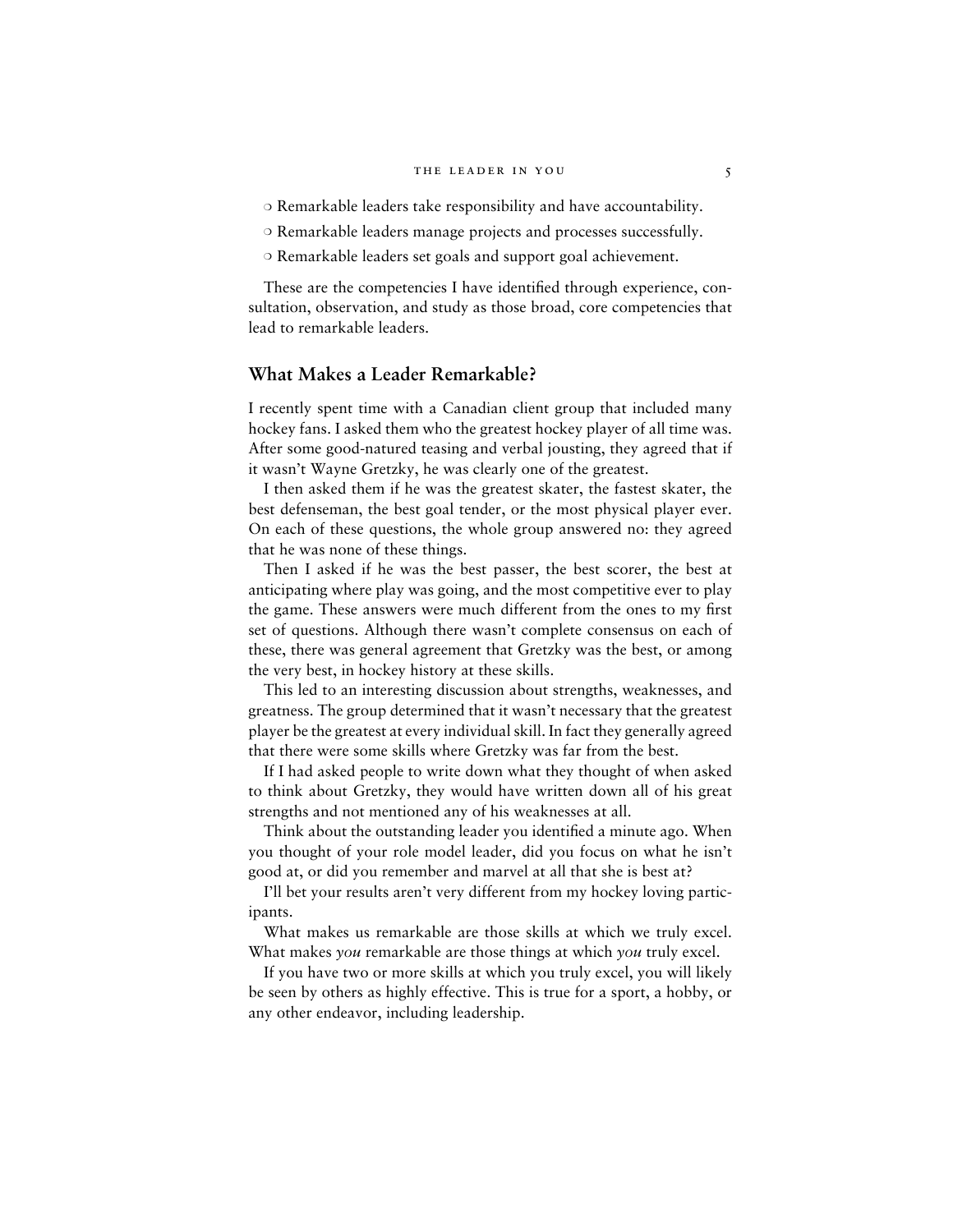- Remarkable leaders take responsibility and have accountability.
- Remarkable leaders manage projects and processes successfully.
- Remarkable leaders set goals and support goal achievement.

These are the competencies I have identified through experience, consultation, observation, and study as those broad, core competencies that lead to remarkable leaders.

## What Makes a Leader Remarkable?

I recently spent time with a Canadian client group that included many hockey fans. I asked them who the greatest hockey player of all time was. After some good-natured teasing and verbal jousting, they agreed that if it wasn't Wayne Gretzky, he was clearly one of the greatest.

I then asked them if he was the greatest skater, the fastest skater, the best defenseman, the best goal tender, or the most physical player ever. On each of these questions, the whole group answered no: they agreed that he was none of these things.

Then I asked if he was the best passer, the best scorer, the best at anticipating where play was going, and the most competitive ever to play the game. These answers were much different from the ones to my first set of questions. Although there wasn't complete consensus on each of these, there was general agreement that Gretzky was the best, or among the very best, in hockey history at these skills.

This led to an interesting discussion about strengths, weaknesses, and greatness. The group determined that it wasn't necessary that the greatest player be the greatest at every individual skill. In fact they generally agreed that there were some skills where Gretzky was far from the best.

If I had asked people to write down what they thought of when asked to think about Gretzky, they would have written down all of his great strengths and not mentioned any of his weaknesses at all.

Think about the outstanding leader you identified a minute ago. When you thought of your role model leader, did you focus on what he isn't good at, or did you remember and marvel at all that she is best at?

I'll bet your results aren't very different from my hockey loving participants.

What makes us remarkable are those skills at which we truly excel. What makes *you* remarkable are those things at which *you* truly excel.

If you have two or more skills at which you truly excel, you will likely be seen by others as highly effective. This is true for a sport, a hobby, or any other endeavor, including leadership.